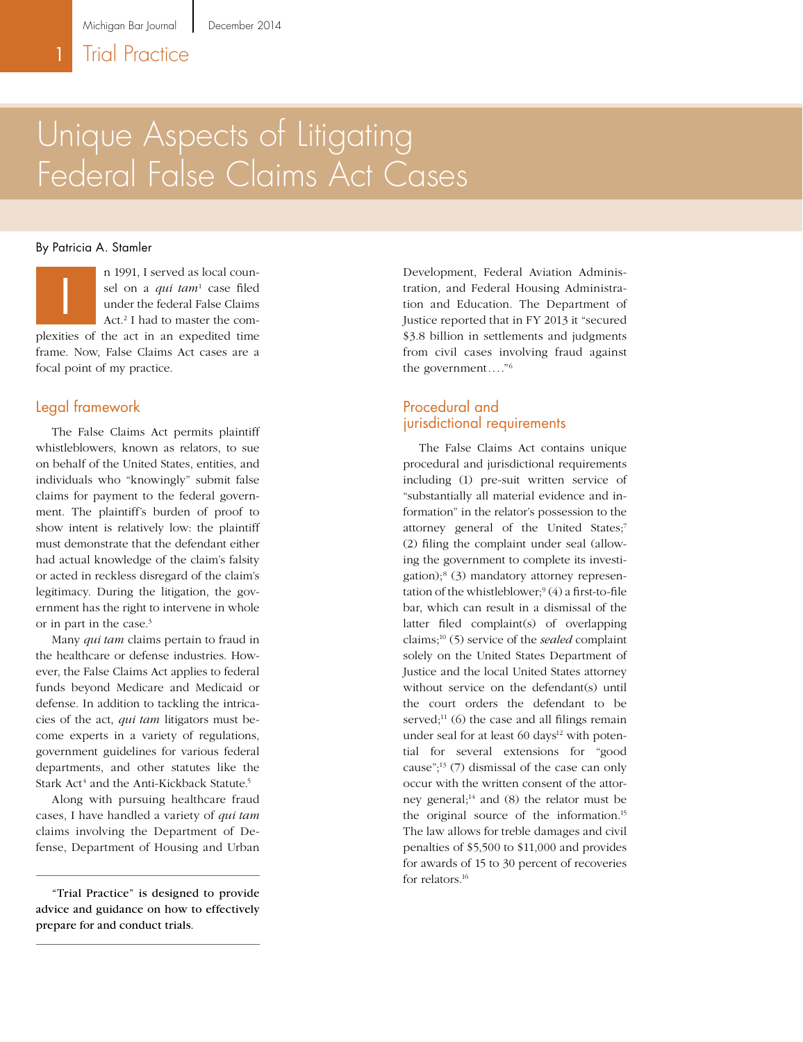# Unique Aspects of Litigating Federal False Claims Act Cases

By Patricia A. Stamler

In 1991, I served as local counsel on a *qui tam*[1] case filed under the federal False Claims Act.[2] I had to master the complexities of the act in an expedited time frame. Now, False Claims Act cases are a focal point of my practice.

## Legal framework

The False Claims Act permits plaintiff whistleblowers, known as relators, to sue on behalf of the United States, entities, and individuals who "knowingly" submit false claims for payment to the federal government. The plaintiff's burden of proof to show intent is relatively low: the plaintiff must demonstrate that the defendant either had actual knowledge of the claim's falsity or acted in reckless disregard of the claim's legitimacy. During the litigation, the government has the right to intervene in whole or in part in the case.[3]

Many *qui tam* claims pertain to fraud in the healthcare or defense industries. However, the False Claims Act applies to federal funds beyond Medicare and Medicaid or defense. In addition to tackling the intricacies of the act, *qui tam* litigators must become experts in a variety of regulations, government guidelines for various federal departments, and other statutes like the Stark Act[4] and the Anti-Kickback Statute.[5]

Along with pursuing healthcare fraud cases, I have handled a variety of *qui tam* claims involving the Department of Defense, Department of Housing and Urban Development, Federal Aviation Administration, and Federal Housing Administration and Education. The Department of Justice reported that in FY 2013 it "secured $3.8 billion in settlements and judgments from civil cases involving fraud against the government...."[6]

"Trial Practice" is designed to provide advice and guidance on how to effectively prepare for and conduct trials.

## Procedural and jurisdictional requirements

The False Claims Act contains unique procedural and jurisdictional requirements including (1) pre-suit written service of "substantially all material evidence and information" in the relator's possession to the attorney general of the United States;[7] (2) filing the complaint under seal (allowing the government to complete its investigation);[8] (3) mandatory attorney representation of the whistleblower;[9] (4) a first-to-file bar, which can result in a dismissal of the latter filed complaint(s) of overlapping claims;[10] (5) service of the *sealed* complaint solely on the United States Department of Justice and the local United States attorney without service on the defendant(s) until the court orders the defendant to be served;[11] (6) the case and all filings remain under seal for at least 60 days[12] with potential for several extensions for "good cause";[13] (7) dismissal of the case can only occur with the written consent of the attorney general;[14] and (8) the relator must be the original source of the information.[15] The law allows for treble damages and civil penalties of $5,500 to $11,000 and provides for awards of 15 to 30 percent of recoveries for relators.[16]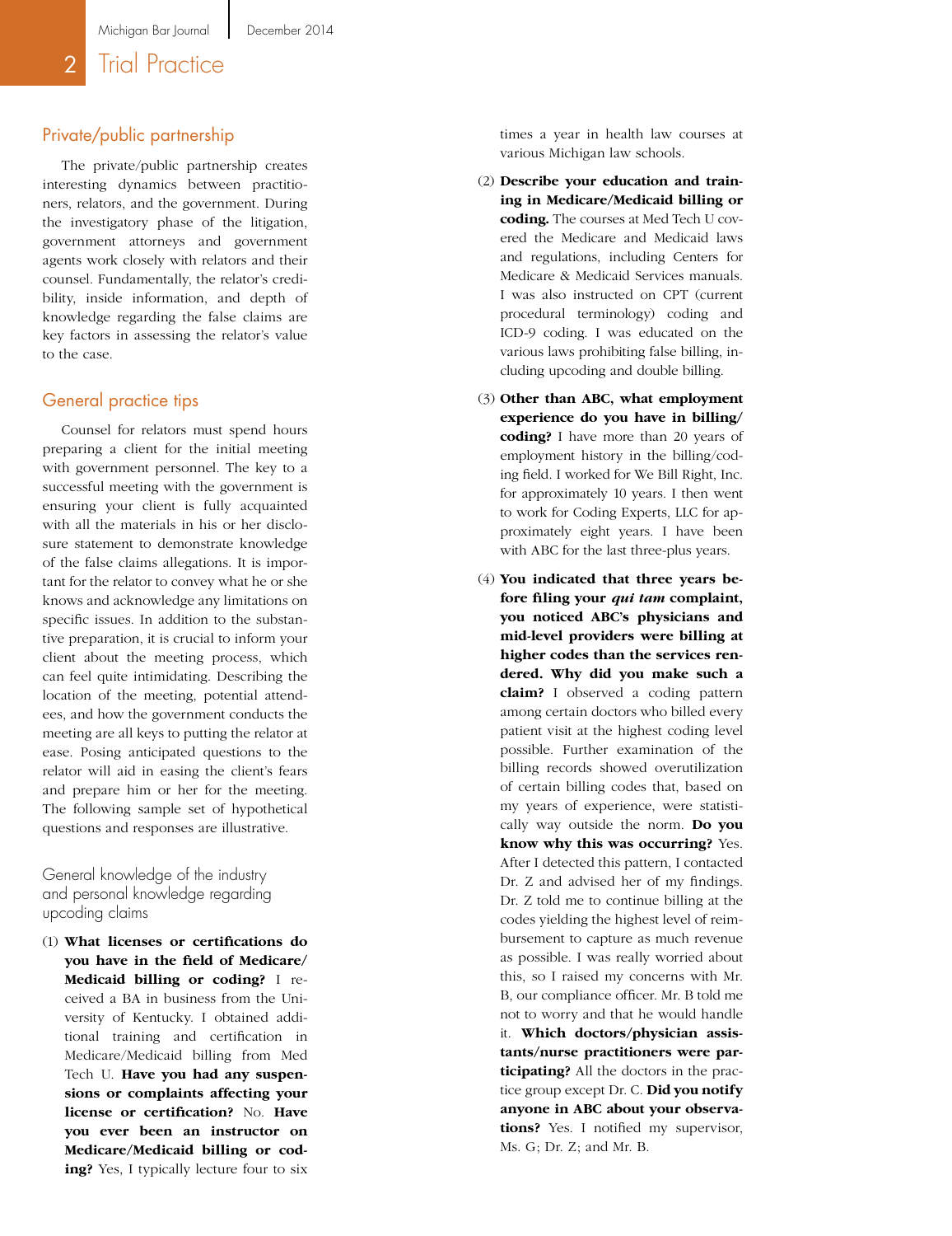## Private/public partnership

The private/public partnership creates interesting dynamics between practitioners, relators, and the government. During the investigatory phase of the litigation, government attorneys and government agents work closely with relators and their counsel. Fundamentally, the relator's credibility, inside information, and depth of knowledge regarding the false claims are key factors in assessing the relator's value to the case.

## General practice tips

Counsel for relators must spend hours preparing a client for the initial meeting with government personnel. The key to a successful meeting with the government is ensuring your client is fully acquainted with all the materials in his or her disclosure statement to demonstrate knowledge of the false claims allegations. It is important for the relator to convey what he or she knows and acknowledge any limitations on specific issues. In addition to the substantive preparation, it is crucial to inform your client about the meeting process, which can feel quite intimidating. Describing the location of the meeting, potential attendees, and how the government conducts the meeting are all keys to putting the relator at ease. Posing anticipated questions to the relator will aid in easing the client's fears and prepare him or her for the meeting. The following sample set of hypothetical questions and responses are illustrative.

### General knowledge of the industry and personal knowledge regarding upcoding claims

(1) **What licenses or certifications do you have in the field of Medicare/Medicaid billing or coding?** I received a BA in business from the University of Kentucky. I obtained additional training and certification in Medicare/Medicaid billing from Med Tech U. **Have you had any suspensions or complaints affecting your license or certification?** No. **Have you ever been an instructor on Medicare/Medicaid billing or coding?** Yes, I typically lecture four to six times a year in health law courses at various Michigan law schools.

(2) **Describe your education and training in Medicare/Medicaid billing or coding.** The courses at Med Tech U covered the Medicare and Medicaid laws and regulations, including Centers for Medicare & Medicaid Services manuals. I was also instructed on CPT (current procedural terminology) coding and ICD-9 coding. I was educated on the various laws prohibiting false billing, including upcoding and double billing.

(3) **Other than ABC, what employment experience do you have in billing/coding?** I have more than 20 years of employment history in the billing/coding field. I worked for We Bill Right, Inc. for approximately 10 years. I then went to work for Coding Experts, LLC for approximately eight years. I have been with ABC for the last three-plus years.

(4) **You indicated that three years before filing your *qui tam* complaint, you noticed ABC's physicians and mid-level providers were billing at higher codes than the services rendered. Why did you make such a claim?** I observed a coding pattern among certain doctors who billed every patient visit at the highest coding level possible. Further examination of the billing records showed overutilization of certain billing codes that, based on my years of experience, were statistically way outside the norm. **Do you know why this was occurring?** Yes. After I detected this pattern, I contacted Dr. Z and advised her of my findings. Dr. Z told me to continue billing at the codes yielding the highest level of reimbursement to capture as much revenue as possible. I was really worried about this, so I raised my concerns with Mr. B, our compliance officer. Mr. B told me not to worry and that he would handle it. **Which doctors/physician assistants/nurse practitioners were participating?** All the doctors in the practice group except Dr. C. **Did you notify anyone in ABC about your observations?** Yes. I notified my supervisor, Ms. G; Dr. Z; and Mr. B.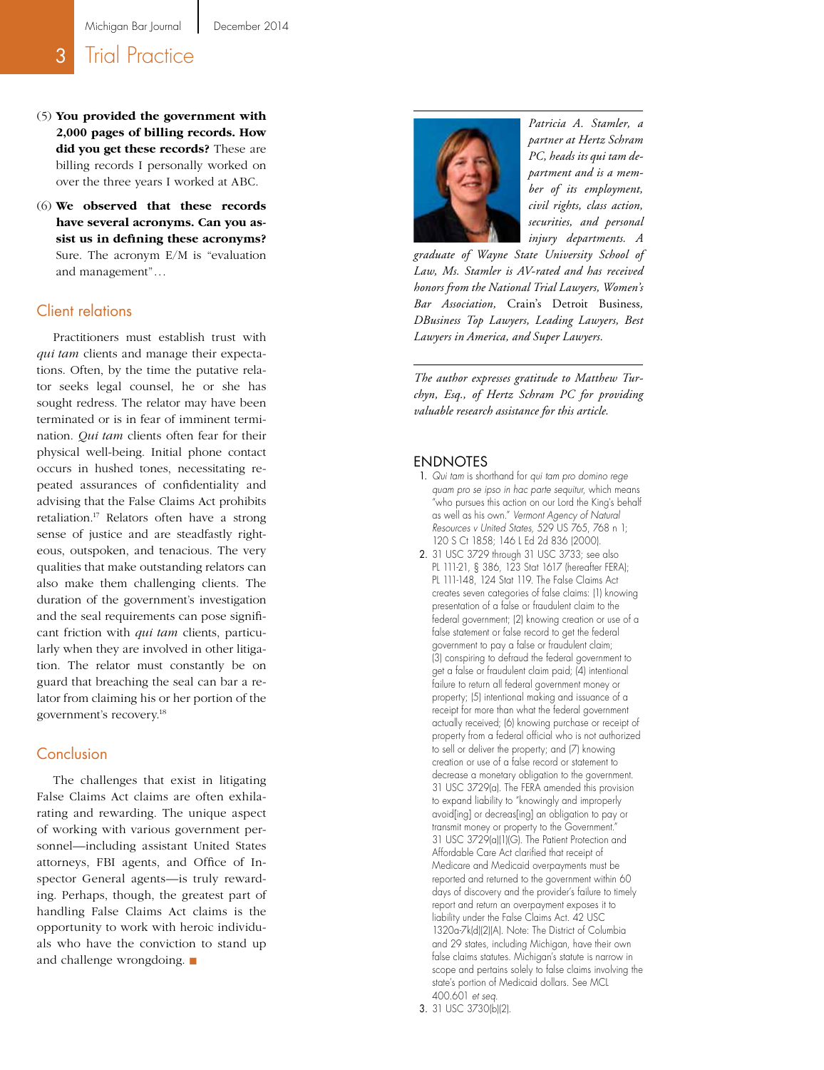(5) **You provided the government with 2,000 pages of billing records. How did you get these records?** These are billing records I personally worked on over the three years I worked at ABC.

(6) **We observed that these records have several acronyms. Can you assist us in defining these acronyms?** Sure. The acronym E/M is "evaluation and management"…

## Client relations

Practitioners must establish trust with *qui tam* clients and manage their expectations. Often, by the time the putative relator seeks legal counsel, he or she has sought redress. The relator may have been terminated or is in fear of imminent termination. *Qui tam* clients often fear for their physical well-being. Initial phone contact occurs in hushed tones, necessitating repeated assurances of confidentiality and advising that the False Claims Act prohibits retaliation.[17] Relators often have a strong sense of justice and are steadfastly righteous, outspoken, and tenacious. The very qualities that make outstanding relators can also make them challenging clients. The duration of the government's investigation and the seal requirements can pose significant friction with *qui tam* clients, particularly when they are involved in other litigation. The relator must constantly be on guard that breaching the seal can bar a relator from claiming his or her portion of the government's recovery.[18]

## Conclusion

The challenges that exist in litigating False Claims Act claims are often exhilarating and rewarding. The unique aspect of working with various government personnel—including assistant United States attorneys, FBI agents, and Office of Inspector General agents—is truly rewarding. Perhaps, though, the greatest part of handling False Claims Act claims is the opportunity to work with heroic individuals who have the conviction to stand up and challenge wrongdoing. ■

---

*Patricia A. Stamler, a partner at Hertz Schram PC, heads its qui tam department and is a member of its employment, civil rights, class action, securities, and personal injury departments. A graduate of Wayne State University School of Law, Ms. Stamler is AV-rated and has received honors from the National Trial Lawyers, Women's Bar Association,* Crain's Detroit Business, *DBusiness Top Lawyers, Leading Lawyers, Best Lawyers in America, and Super Lawyers.*

---

*The author expresses gratitude to Matthew Turchyn, Esq., of Hertz Schram PC for providing valuable research assistance for this article.*

## ENDNOTES

1. *Qui tam* is shorthand for *qui tam pro domino rege quam pro se ipso in hac parte sequitur,* which means "who pursues this action on our Lord the King's behalf as well as his own." *Vermont Agency of Natural Resources v United States,* 529 US 765, 768 n 1; 120 S Ct 1858; 146 L Ed 2d 836 (2000).
2. 31 USC 3729 through 31 USC 3733; see also PL 111-21, § 386, 123 Stat 1617 (hereafter FERA); PL 111-148, 124 Stat 119. The False Claims Act creates seven categories of false claims: (1) knowing presentation of a false or fraudulent claim to the federal government; (2) knowing creation or use of a false statement or false record to get the federal government to pay a false or fraudulent claim; (3) conspiring to defraud the federal government to get a false or fraudulent claim paid; (4) intentional failure to return all federal government money or property; (5) intentional making and issuance of a receipt for more than what the federal government actually received; (6) knowing purchase or receipt of property from a federal official who is not authorized to sell or deliver the property; and (7) knowing creation or use of a false record or statement to decrease a monetary obligation to the government. 31 USC 3729(a). The FERA amended this provision to expand liability to "knowingly and improperly avoid[ing] or decreas[ing] an obligation to pay or transmit money or property to the Government." 31 USC 3729(a)(1)(G). The Patient Protection and Affordable Care Act clarified that receipt of Medicare and Medicaid overpayments must be reported and returned to the government within 60 days of discovery and the provider's failure to timely report and return an overpayment exposes it to liability under the False Claims Act. 42 USC 1320a-7k(d)(2)(A). Note: The District of Columbia and 29 states, including Michigan, have their own false claims statutes. Michigan's statute is narrow in scope and pertains solely to false claims involving the state's portion of Medicaid dollars. See MCL 400.601 *et seq.*
3. 31 USC 3730(b)(2).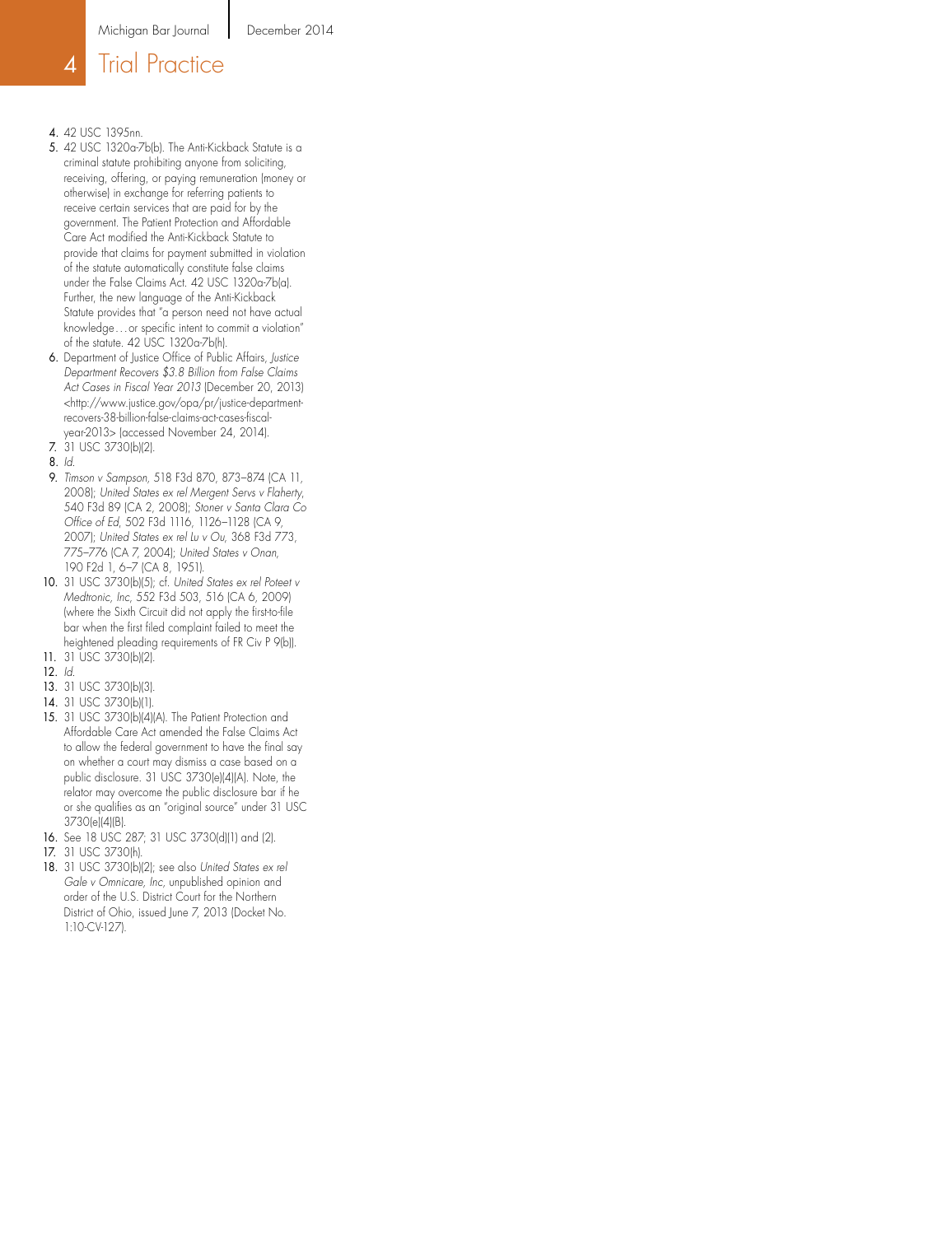4. 42 USC 1395nn.
5. 42 USC 1320a-7b(b). The Anti-Kickback Statute is a criminal statute prohibiting anyone from soliciting, receiving, offering, or paying remuneration (money or otherwise) in exchange for referring patients to receive certain services that are paid for by the government. The Patient Protection and Affordable Care Act modified the Anti-Kickback Statute to provide that claims for payment submitted in violation of the statute automatically constitute false claims under the False Claims Act. 42 USC 1320a-7b(a). Further, the new language of the Anti-Kickback Statute provides that "a person need not have actual knowledge…or specific intent to commit a violation" of the statute. 42 USC 1320a-7b(h).
6. Department of Justice Office of Public Affairs, *Justice Department Recovers $3.8 Billion from False Claims Act Cases in Fiscal Year 2013* (December 20, 2013) <http://www.justice.gov/opa/pr/justice-department-recovers-38-billion-false-claims-act-cases-fiscal-year-2013> (accessed November 24, 2014).
7. 31 USC 3730(b)(2).
8. *Id.*
9. *Timson v Sampson,* 518 F3d 870, 873–874 (CA 11, 2008); *United States ex rel Mergent Servs v Flaherty*, 540 F3d 89 (CA 2, 2008); *Stoner v Santa Clara Co Office of Ed*, 502 F3d 1116, 1126–1128 (CA 9, 2007); *United States ex rel Lu v Ou,* 368 F3d 773, 775–776 (CA 7, 2004); *United States v Onan,* 190 F2d 1, 6–7 (CA 8, 1951).
10. 31 USC 3730(b)(5); cf. *United States ex rel Poteet v Medtronic, Inc,* 552 F3d 503, 516 (CA 6, 2009) (where the Sixth Circuit did not apply the first-to-file bar when the first filed complaint failed to meet the heightened pleading requirements of FR Civ P 9(b)).
11. 31 USC 3730(b)(2).
12. *Id.*
13. 31 USC 3730(b)(3).
14. 31 USC 3730(b)(1).
15. 31 USC 3730(b)(4)(A). The Patient Protection and Affordable Care Act amended the False Claims Act to allow the federal government to have the final say on whether a court may dismiss a case based on a public disclosure. 31 USC 3730(e)(4)(A). Note, the relator may overcome the public disclosure bar if he or she qualifies as an "original source" under 31 USC 3730(e)(4)(B).
16. See 18 USC 287; 31 USC 3730(d)(1) and (2).
17. 31 USC 3730(h).
18. 31 USC 3730(b)(2); see also *United States ex rel Gale v Omnicare, Inc,* unpublished opinion and order of the U.S. District Court for the Northern District of Ohio, issued June 7, 2013 (Docket No. 1:10-CV-127).